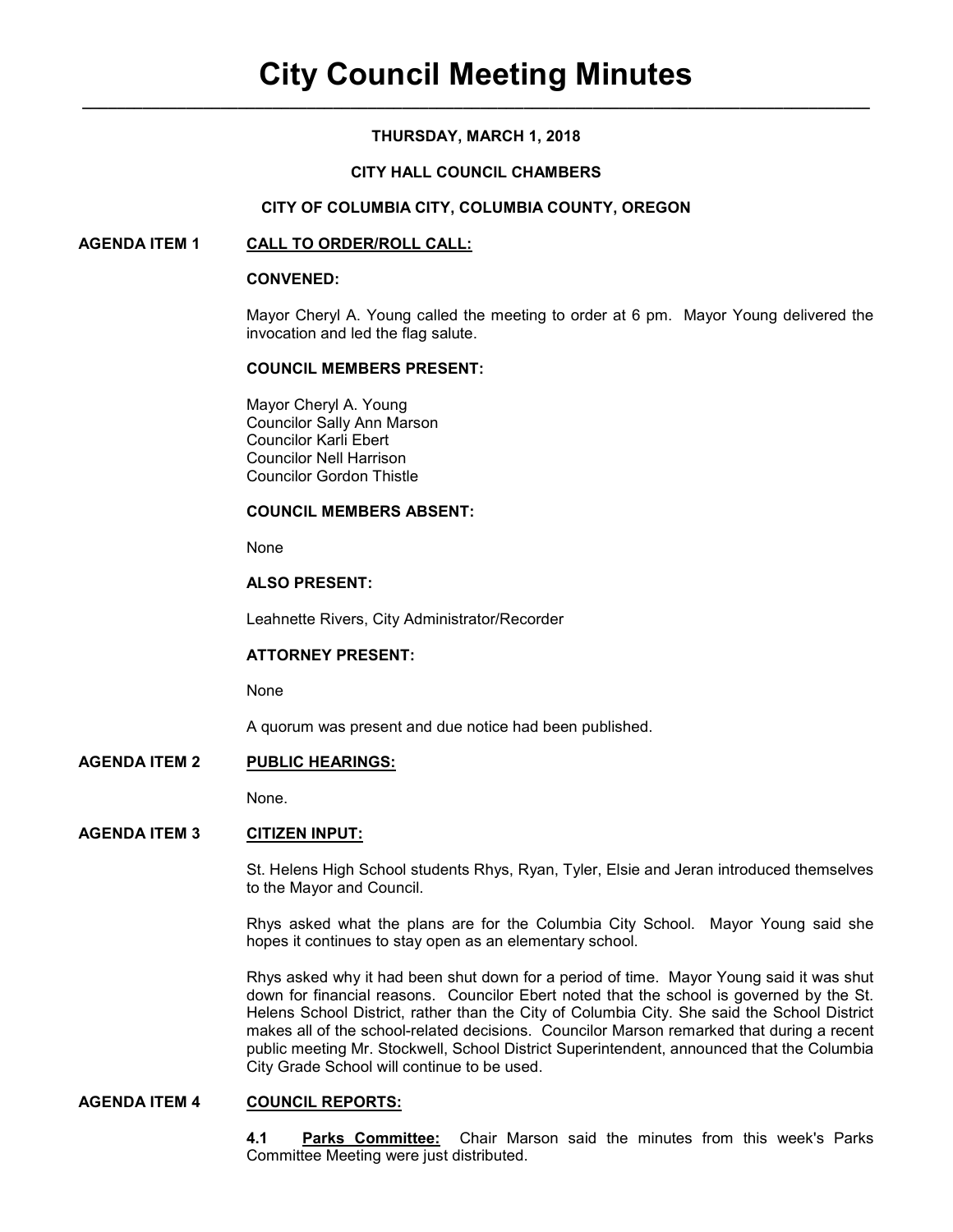# City Council Meeting Minutes

**THURSDAY, MARCH 1, 2018**

**CITY HALL COUNCIL CHAMBERS**

**CITY OF COLUMBIA CITY, COLUMBIA COUNTY, OREGON**

## AGENDA ITEM 1 — CALL TO ORDER/ROLL CALL:

**CONVENED:**

Mayor Cheryl A. Young called the meeting to order at 6 pm. Mayor Young delivered the invocation and led the flag salute.

**COUNCIL MEMBERS PRESENT:**

Mayor Cheryl A. Young
Councilor Sally Ann Marson
Councilor Karli Ebert
Councilor Nell Harrison
Councilor Gordon Thistle

**COUNCIL MEMBERS ABSENT:**

None

**ALSO PRESENT:**

Leahnette Rivers, City Administrator/Recorder

**ATTORNEY PRESENT:**

None

A quorum was present and due notice had been published.

## AGENDA ITEM 2 — PUBLIC HEARINGS:

None.

## AGENDA ITEM 3 — CITIZEN INPUT:

St. Helens High School students Rhys, Ryan, Tyler, Elsie and Jeran introduced themselves to the Mayor and Council.

Rhys asked what the plans are for the Columbia City School. Mayor Young said she hopes it continues to stay open as an elementary school.

Rhys asked why it had been shut down for a period of time. Mayor Young said it was shut down for financial reasons. Councilor Ebert noted that the school is governed by the St. Helens School District, rather than the City of Columbia City. She said the School District makes all of the school-related decisions. Councilor Marson remarked that during a recent public meeting Mr. Stockwell, School District Superintendent, announced that the Columbia City Grade School will continue to be used.

## AGENDA ITEM 4 — COUNCIL REPORTS:

**4.1 Parks Committee:** Chair Marson said the minutes from this week's Parks Committee Meeting were just distributed.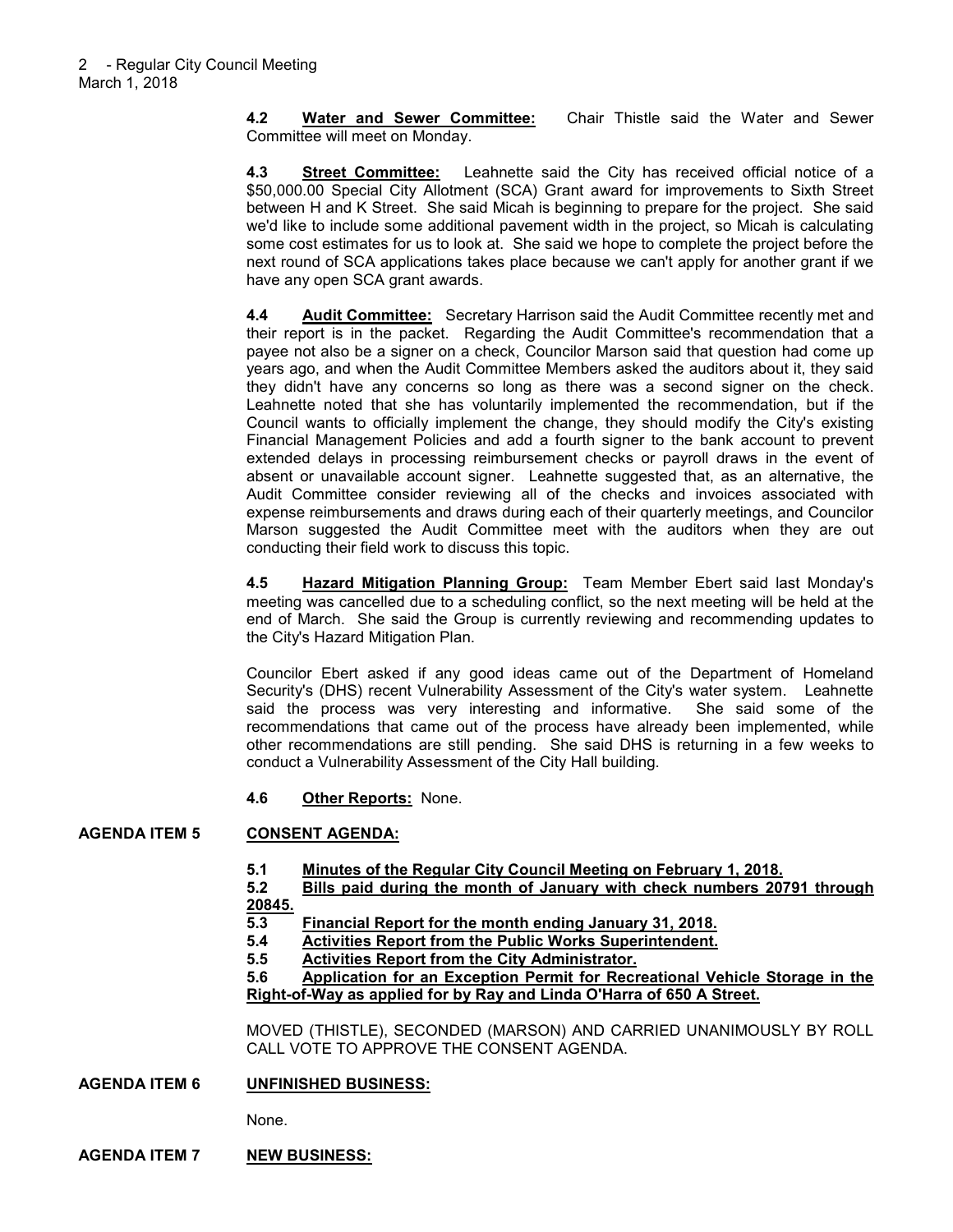**4.2 Water and Sewer Committee:** Chair Thistle said the Water and Sewer Committee will meet on Monday.

**4.3 Street Committee:** Leahnette said the City has received official notice of a $50,000.00 Special City Allotment (SCA) Grant award for improvements to Sixth Street between H and K Street. She said Micah is beginning to prepare for the project. She said we'd like to include some additional pavement width in the project, so Micah is calculating some cost estimates for us to look at. She said we hope to complete the project before the next round of SCA applications takes place because we can't apply for another grant if we have any open SCA grant awards.

**4.4 Audit Committee:** Secretary Harrison said the Audit Committee recently met and their report is in the packet. Regarding the Audit Committee's recommendation that a payee not also be a signer on a check, Councilor Marson said that question had come up years ago, and when the Audit Committee Members asked the auditors about it, they said they didn't have any concerns so long as there was a second signer on the check. Leahnette noted that she has voluntarily implemented the recommendation, but if the Council wants to officially implement the change, they should modify the City's existing Financial Management Policies and add a fourth signer to the bank account to prevent extended delays in processing reimbursement checks or payroll draws in the event of absent or unavailable account signer. Leahnette suggested that, as an alternative, the Audit Committee consider reviewing all of the checks and invoices associated with expense reimbursements and draws during each of their quarterly meetings, and Councilor Marson suggested the Audit Committee meet with the auditors when they are out conducting their field work to discuss this topic.

**4.5 Hazard Mitigation Planning Group:** Team Member Ebert said last Monday's meeting was cancelled due to a scheduling conflict, so the next meeting will be held at the end of March. She said the Group is currently reviewing and recommending updates to the City's Hazard Mitigation Plan.

Councilor Ebert asked if any good ideas came out of the Department of Homeland Security's (DHS) recent Vulnerability Assessment of the City's water system. Leahnette said the process was very interesting and informative. She said some of the recommendations that came out of the process have already been implemented, while other recommendations are still pending. She said DHS is returning in a few weeks to conduct a Vulnerability Assessment of the City Hall building.

**4.6 Other Reports:** None.

## AGENDA ITEM 5 CONSENT AGENDA:

**5.1 Minutes of the Regular City Council Meeting on February 1, 2018.**
**5.2 Bills paid during the month of January with check numbers 20791 through 20845.**
**5.3 Financial Report for the month ending January 31, 2018.**
**5.4 Activities Report from the Public Works Superintendent.**
**5.5 Activities Report from the City Administrator.**
**5.6 Application for an Exception Permit for Recreational Vehicle Storage in the Right-of-Way as applied for by Ray and Linda O'Harra of 650 A Street.**

MOVED (THISTLE), SECONDED (MARSON) AND CARRIED UNANIMOUSLY BY ROLL CALL VOTE TO APPROVE THE CONSENT AGENDA.

## AGENDA ITEM 6 UNFINISHED BUSINESS:

None.

## AGENDA ITEM 7 NEW BUSINESS: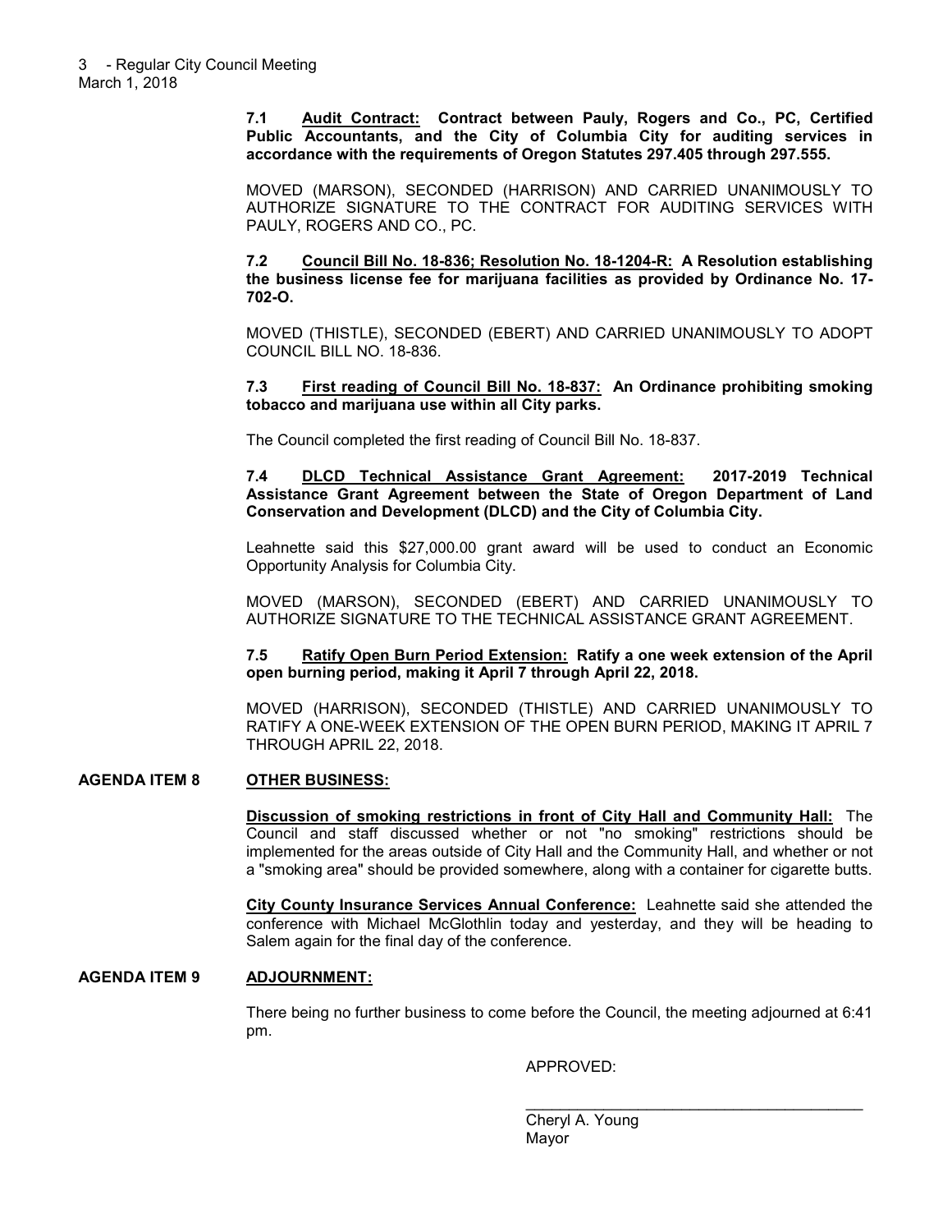**7.1 Audit Contract: Contract between Pauly, Rogers and Co., PC, Certified Public Accountants, and the City of Columbia City for auditing services in accordance with the requirements of Oregon Statutes 297.405 through 297.555.**

MOVED (MARSON), SECONDED (HARRISON) AND CARRIED UNANIMOUSLY TO AUTHORIZE SIGNATURE TO THE CONTRACT FOR AUDITING SERVICES WITH PAULY, ROGERS AND CO., PC.

**7.2 Council Bill No. 18-836; Resolution No. 18-1204-R: A Resolution establishing the business license fee for marijuana facilities as provided by Ordinance No. 17-702-O.**

MOVED (THISTLE), SECONDED (EBERT) AND CARRIED UNANIMOUSLY TO ADOPT COUNCIL BILL NO. 18-836.

**7.3 First reading of Council Bill No. 18-837: An Ordinance prohibiting smoking tobacco and marijuana use within all City parks.**

The Council completed the first reading of Council Bill No. 18-837.

**7.4 DLCD Technical Assistance Grant Agreement: 2017-2019 Technical Assistance Grant Agreement between the State of Oregon Department of Land Conservation and Development (DLCD) and the City of Columbia City.**

Leahnette said this $27,000.00 grant award will be used to conduct an Economic Opportunity Analysis for Columbia City.

MOVED (MARSON), SECONDED (EBERT) AND CARRIED UNANIMOUSLY TO AUTHORIZE SIGNATURE TO THE TECHNICAL ASSISTANCE GRANT AGREEMENT.

**7.5 Ratify Open Burn Period Extension: Ratify a one week extension of the April open burning period, making it April 7 through April 22, 2018.**

MOVED (HARRISON), SECONDED (THISTLE) AND CARRIED UNANIMOUSLY TO RATIFY A ONE-WEEK EXTENSION OF THE OPEN BURN PERIOD, MAKING IT APRIL 7 THROUGH APRIL 22, 2018.

**AGENDA ITEM 8 OTHER BUSINESS:**

**Discussion of smoking restrictions in front of City Hall and Community Hall:** The Council and staff discussed whether or not "no smoking" restrictions should be implemented for the areas outside of City Hall and the Community Hall, and whether or not a "smoking area" should be provided somewhere, along with a container for cigarette butts.

**City County Insurance Services Annual Conference:** Leahnette said she attended the conference with Michael McGlothlin today and yesterday, and they will be heading to Salem again for the final day of the conference.

**AGENDA ITEM 9 ADJOURNMENT:**

There being no further business to come before the Council, the meeting adjourned at 6:41 pm.

APPROVED:

\_\_\_\_\_\_\_\_\_\_\_\_\_\_\_\_\_\_\_\_\_\_\_\_\_\_\_\_\_\_\_\_\_\_\_\_\_\_\_\_

Cheryl A. Young
Mayor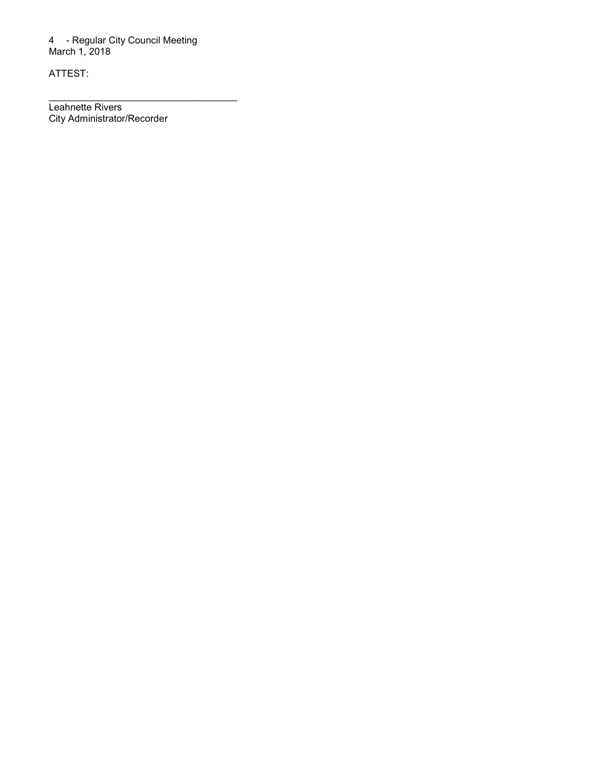ATTEST:

\_\_\_\_\_\_\_\_\_\_\_\_\_\_\_\_\_\_\_\_\_\_\_\_\_\_\_\_\_\_\_\_\_\_\_\_

Leahnette Rivers
City Administrator/Recorder